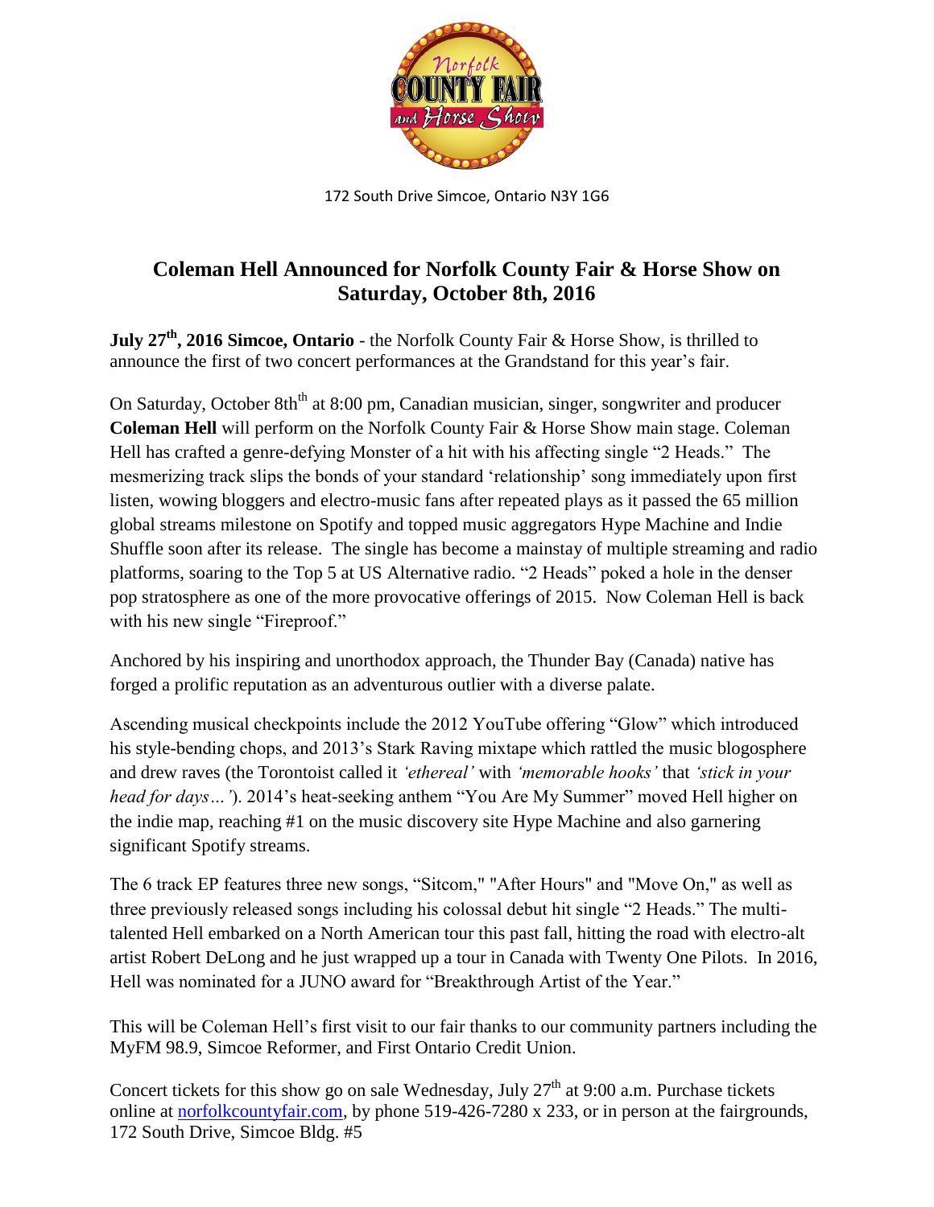172 South Drive Simcoe, Ontario N3Y 1G6

# Coleman Hell Announced for Norfolk County Fair & Horse Show on Saturday, October 8th, 2016

**July 27th, 2016 Simcoe, Ontario** - the Norfolk County Fair & Horse Show, is thrilled to announce the first of two concert performances at the Grandstand for this year's fair.

On Saturday, October 8th at 8:00 pm, Canadian musician, singer, songwriter and producer **Coleman Hell** will perform on the Norfolk County Fair & Horse Show main stage. Coleman Hell has crafted a genre-defying Monster of a hit with his affecting single "2 Heads." The mesmerizing track slips the bonds of your standard 'relationship' song immediately upon first listen, wowing bloggers and electro-music fans after repeated plays as it passed the 65 million global streams milestone on Spotify and topped music aggregators Hype Machine and Indie Shuffle soon after its release. The single has become a mainstay of multiple streaming and radio platforms, soaring to the Top 5 at US Alternative radio. "2 Heads" poked a hole in the denser pop stratosphere as one of the more provocative offerings of 2015. Now Coleman Hell is back with his new single "Fireproof."

Anchored by his inspiring and unorthodox approach, the Thunder Bay (Canada) native has forged a prolific reputation as an adventurous outlier with a diverse palate.

Ascending musical checkpoints include the 2012 YouTube offering "Glow" which introduced his style-bending chops, and 2013's Stark Raving mixtape which rattled the music blogosphere and drew raves (the Torontoist called it *'ethereal'* with *'memorable hooks'* that *'stick in your head for days…'*). 2014's heat-seeking anthem "You Are My Summer" moved Hell higher on the indie map, reaching #1 on the music discovery site Hype Machine and also garnering significant Spotify streams.

The 6 track EP features three new songs, "Sitcom," "After Hours" and "Move On," as well as three previously released songs including his colossal debut hit single "2 Heads." The multi-talented Hell embarked on a North American tour this past fall, hitting the road with electro-alt artist Robert DeLong and he just wrapped up a tour in Canada with Twenty One Pilots. In 2016, Hell was nominated for a JUNO award for "Breakthrough Artist of the Year."

This will be Coleman Hell's first visit to our fair thanks to our community partners including the MyFM 98.9, Simcoe Reformer, and First Ontario Credit Union.

Concert tickets for this show go on sale Wednesday, July 27th at 9:00 a.m. Purchase tickets online at norfolkcountyfair.com, by phone 519-426-7280 x 233, or in person at the fairgrounds, 172 South Drive, Simcoe Bldg. #5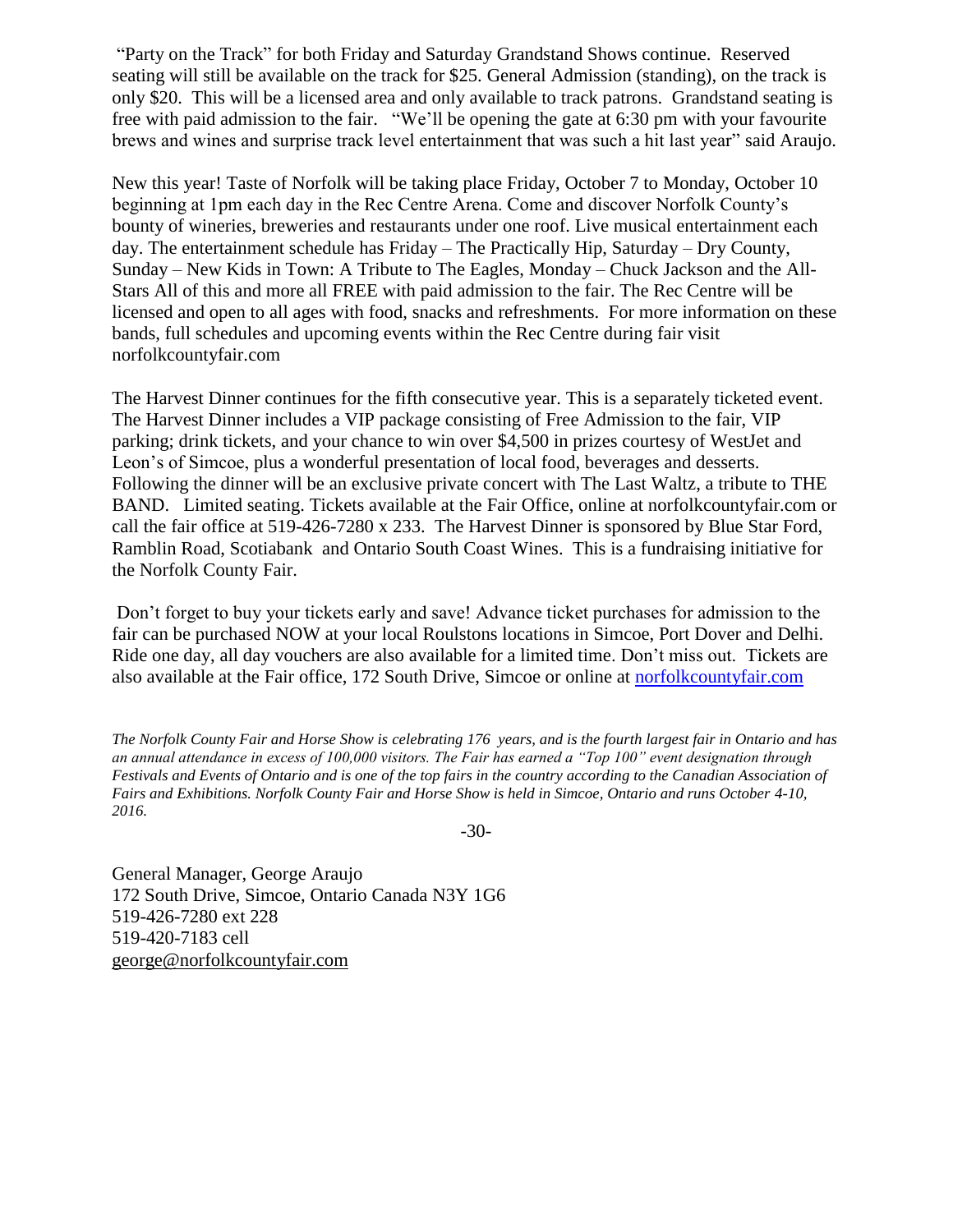"Party on the Track" for both Friday and Saturday Grandstand Shows continue. Reserved seating will still be available on the track for $25. General Admission (standing), on the track is only $20. This will be a licensed area and only available to track patrons. Grandstand seating is free with paid admission to the fair. "We'll be opening the gate at 6:30 pm with your favourite brews and wines and surprise track level entertainment that was such a hit last year" said Araujo.

New this year! Taste of Norfolk will be taking place Friday, October 7 to Monday, October 10 beginning at 1pm each day in the Rec Centre Arena. Come and discover Norfolk County's bounty of wineries, breweries and restaurants under one roof. Live musical entertainment each day. The entertainment schedule has Friday – The Practically Hip, Saturday – Dry County, Sunday – New Kids in Town: A Tribute to The Eagles, Monday – Chuck Jackson and the All-Stars All of this and more all FREE with paid admission to the fair. The Rec Centre will be licensed and open to all ages with food, snacks and refreshments. For more information on these bands, full schedules and upcoming events within the Rec Centre during fair visit norfolkcountyfair.com

The Harvest Dinner continues for the fifth consecutive year. This is a separately ticketed event. The Harvest Dinner includes a VIP package consisting of Free Admission to the fair, VIP parking; drink tickets, and your chance to win over $4,500 in prizes courtesy of WestJet and Leon's of Simcoe, plus a wonderful presentation of local food, beverages and desserts. Following the dinner will be an exclusive private concert with The Last Waltz, a tribute to THE BAND. Limited seating. Tickets available at the Fair Office, online at norfolkcountyfair.com or call the fair office at 519-426-7280 x 233. The Harvest Dinner is sponsored by Blue Star Ford, Ramblin Road, Scotiabank and Ontario South Coast Wines. This is a fundraising initiative for the Norfolk County Fair.

Don't forget to buy your tickets early and save! Advance ticket purchases for admission to the fair can be purchased NOW at your local Roulstons locations in Simcoe, Port Dover and Delhi. Ride one day, all day vouchers are also available for a limited time. Don't miss out. Tickets are also available at the Fair office, 172 South Drive, Simcoe or online at norfolkcountyfair.com

*The Norfolk County Fair and Horse Show is celebrating 176 years, and is the fourth largest fair in Ontario and has an annual attendance in excess of 100,000 visitors. The Fair has earned a "Top 100" event designation through Festivals and Events of Ontario and is one of the top fairs in the country according to the Canadian Association of Fairs and Exhibitions. Norfolk County Fair and Horse Show is held in Simcoe, Ontario and runs October 4-10, 2016.*

-30-

General Manager, George Araujo
172 South Drive, Simcoe, Ontario Canada N3Y 1G6
519-426-7280 ext 228
519-420-7183 cell
george@norfolkcountyfair.com